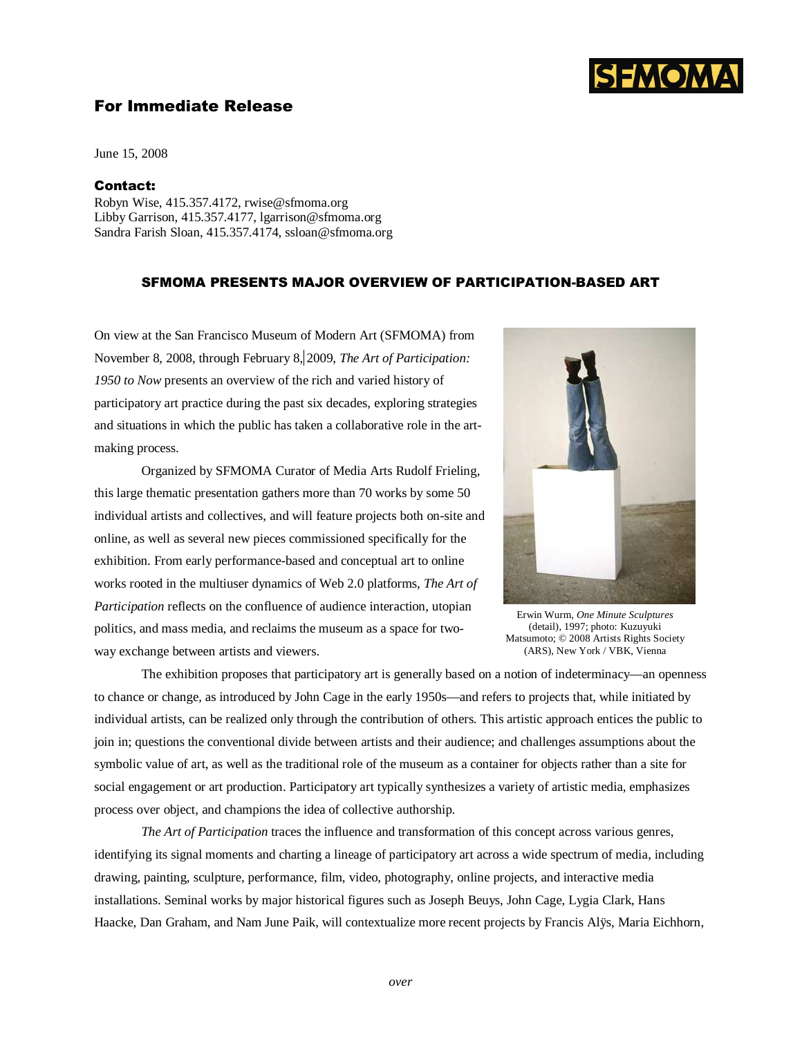## For Immediate Release

June 15, 2008

**Contact:**
Robyn Wise, 415.357.4172, rwise@sfmoma.org
Libby Garrison, 415.357.4177, lgarrison@sfmoma.org
Sandra Farish Sloan, 415.357.4174, ssloan@sfmoma.org

### SFMOMA PRESENTS MAJOR OVERVIEW OF PARTICIPATION-BASED ART

On view at the San Francisco Museum of Modern Art (SFMOMA) from November 8, 2008, through February 8, 2009, *The Art of Participation: 1950 to Now* presents an overview of the rich and varied history of participatory art practice during the past six decades, exploring strategies and situations in which the public has taken a collaborative role in the art-making process.

Organized by SFMOMA Curator of Media Arts Rudolf Frieling, this large thematic presentation gathers more than 70 works by some 50 individual artists and collectives, and will feature projects both on-site and online, as well as several new pieces commissioned specifically for the exhibition. From early performance-based and conceptual art to online works rooted in the multiuser dynamics of Web 2.0 platforms, *The Art of Participation* reflects on the confluence of audience interaction, utopian politics, and mass media, and reclaims the museum as a space for two-way exchange between artists and viewers.

Erwin Wurm, *One Minute Sculptures* (detail), 1997; photo: Kuzuyuki Matsumoto; © 2008 Artists Rights Society (ARS), New York / VBK, Vienna

The exhibition proposes that participatory art is generally based on a notion of indeterminacy—an openness to chance or change, as introduced by John Cage in the early 1950s—and refers to projects that, while initiated by individual artists, can be realized only through the contribution of others. This artistic approach entices the public to join in; questions the conventional divide between artists and their audience; and challenges assumptions about the symbolic value of art, as well as the traditional role of the museum as a container for objects rather than a site for social engagement or art production. Participatory art typically synthesizes a variety of artistic media, emphasizes process over object, and champions the idea of collective authorship.

*The Art of Participation* traces the influence and transformation of this concept across various genres, identifying its signal moments and charting a lineage of participatory art across a wide spectrum of media, including drawing, painting, sculpture, performance, film, video, photography, online projects, and interactive media installations. Seminal works by major historical figures such as Joseph Beuys, John Cage, Lygia Clark, Hans Haacke, Dan Graham, and Nam June Paik, will contextualize more recent projects by Francis Alÿs, Maria Eichhorn,

*over*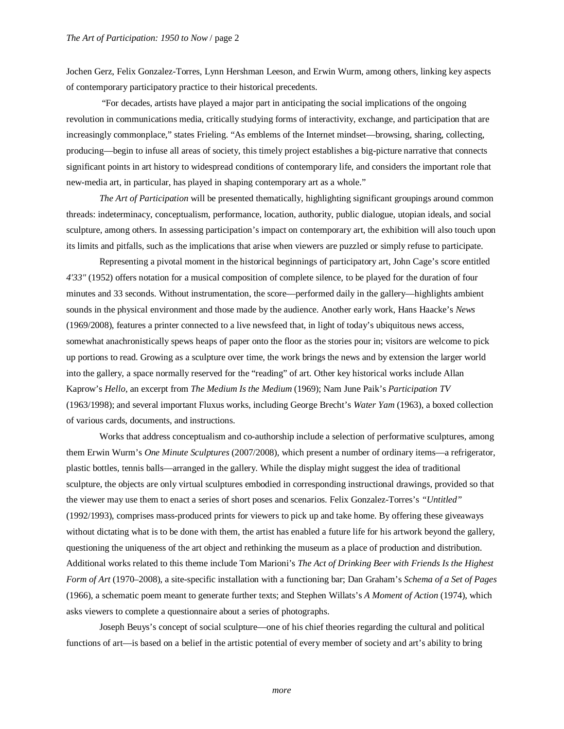Jochen Gerz, Felix Gonzalez-Torres, Lynn Hershman Leeson, and Erwin Wurm, among others, linking key aspects of contemporary participatory practice to their historical precedents.

"For decades, artists have played a major part in anticipating the social implications of the ongoing revolution in communications media, critically studying forms of interactivity, exchange, and participation that are increasingly commonplace," states Frieling. "As emblems of the Internet mindset—browsing, sharing, collecting, producing—begin to infuse all areas of society, this timely project establishes a big-picture narrative that connects significant points in art history to widespread conditions of contemporary life, and considers the important role that new-media art, in particular, has played in shaping contemporary art as a whole."

*The Art of Participation* will be presented thematically, highlighting significant groupings around common threads: indeterminacy, conceptualism, performance, location, authority, public dialogue, utopian ideals, and social sculpture, among others. In assessing participation's impact on contemporary art, the exhibition will also touch upon its limits and pitfalls, such as the implications that arise when viewers are puzzled or simply refuse to participate.

Representing a pivotal moment in the historical beginnings of participatory art, John Cage's score entitled *4'33"* (1952) offers notation for a musical composition of complete silence, to be played for the duration of four minutes and 33 seconds. Without instrumentation, the score—performed daily in the gallery—highlights ambient sounds in the physical environment and those made by the audience. Another early work, Hans Haacke's *News* (1969/2008), features a printer connected to a live newsfeed that, in light of today's ubiquitous news access, somewhat anachronistically spews heaps of paper onto the floor as the stories pour in; visitors are welcome to pick up portions to read. Growing as a sculpture over time, the work brings the news and by extension the larger world into the gallery, a space normally reserved for the "reading" of art. Other key historical works include Allan Kaprow's *Hello,* an excerpt from *The Medium Is the Medium* (1969); Nam June Paik's *Participation TV* (1963/1998); and several important Fluxus works, including George Brecht's *Water Yam* (1963), a boxed collection of various cards, documents, and instructions.

Works that address conceptualism and co-authorship include a selection of performative sculptures, among them Erwin Wurm's *One Minute Sculptures* (2007/2008), which present a number of ordinary items—a refrigerator, plastic bottles, tennis balls—arranged in the gallery. While the display might suggest the idea of traditional sculpture, the objects are only virtual sculptures embodied in corresponding instructional drawings, provided so that the viewer may use them to enact a series of short poses and scenarios. Felix Gonzalez-Torres's *"Untitled"* (1992/1993), comprises mass-produced prints for viewers to pick up and take home. By offering these giveaways without dictating what is to be done with them, the artist has enabled a future life for his artwork beyond the gallery, questioning the uniqueness of the art object and rethinking the museum as a place of production and distribution. Additional works related to this theme include Tom Marioni's *The Act of Drinking Beer with Friends Is the Highest Form of Art* (1970–2008), a site-specific installation with a functioning bar; Dan Graham's *Schema of a Set of Pages* (1966), a schematic poem meant to generate further texts; and Stephen Willats's *A Moment of Action* (1974), which asks viewers to complete a questionnaire about a series of photographs.

Joseph Beuys's concept of social sculpture—one of his chief theories regarding the cultural and political functions of art—is based on a belief in the artistic potential of every member of society and art's ability to bring

*more*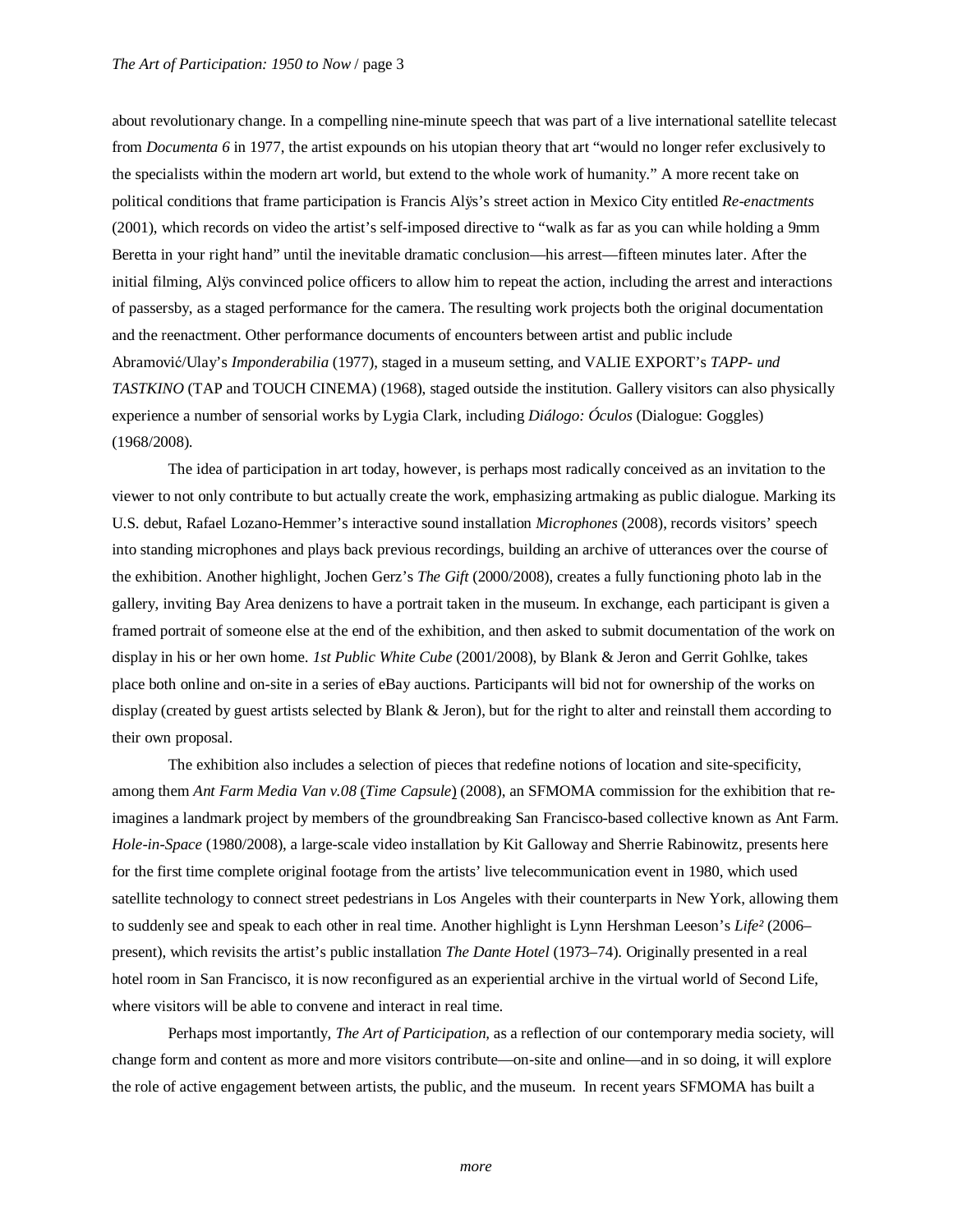about revolutionary change. In a compelling nine-minute speech that was part of a live international satellite telecast from *Documenta 6* in 1977, the artist expounds on his utopian theory that art "would no longer refer exclusively to the specialists within the modern art world, but extend to the whole work of humanity." A more recent take on political conditions that frame participation is Francis Alÿs's street action in Mexico City entitled *Re-enactments* (2001), which records on video the artist's self-imposed directive to "walk as far as you can while holding a 9mm Beretta in your right hand" until the inevitable dramatic conclusion—his arrest—fifteen minutes later. After the initial filming, Alÿs convinced police officers to allow him to repeat the action, including the arrest and interactions of passersby, as a staged performance for the camera. The resulting work projects both the original documentation and the reenactment. Other performance documents of encounters between artist and public include Abramović/Ulay's *Imponderabilia* (1977), staged in a museum setting, and VALIE EXPORT's *TAPP- und TASTKINO* (TAP and TOUCH CINEMA) (1968), staged outside the institution. Gallery visitors can also physically experience a number of sensorial works by Lygia Clark, including *Diálogo: Óculos* (Dialogue: Goggles) (1968/2008).

The idea of participation in art today, however, is perhaps most radically conceived as an invitation to the viewer to not only contribute to but actually create the work, emphasizing artmaking as public dialogue. Marking its U.S. debut, Rafael Lozano-Hemmer's interactive sound installation *Microphones* (2008), records visitors' speech into standing microphones and plays back previous recordings, building an archive of utterances over the course of the exhibition. Another highlight, Jochen Gerz's *The Gift* (2000/2008), creates a fully functioning photo lab in the gallery, inviting Bay Area denizens to have a portrait taken in the museum. In exchange, each participant is given a framed portrait of someone else at the end of the exhibition, and then asked to submit documentation of the work on display in his or her own home. *1st Public White Cube* (2001/2008), by Blank & Jeron and Gerrit Gohlke, takes place both online and on-site in a series of eBay auctions. Participants will bid not for ownership of the works on display (created by guest artists selected by Blank & Jeron), but for the right to alter and reinstall them according to their own proposal.

The exhibition also includes a selection of pieces that redefine notions of location and site-specificity, among them *Ant Farm Media Van v.08* (*Time Capsule*) (2008), an SFMOMA commission for the exhibition that re-imagines a landmark project by members of the groundbreaking San Francisco-based collective known as Ant Farm. *Hole-in-Space* (1980/2008), a large-scale video installation by Kit Galloway and Sherrie Rabinowitz, presents here for the first time complete original footage from the artists' live telecommunication event in 1980, which used satellite technology to connect street pedestrians in Los Angeles with their counterparts in New York, allowing them to suddenly see and speak to each other in real time. Another highlight is Lynn Hershman Leeson's *Life²* (2006–present), which revisits the artist's public installation *The Dante Hotel* (1973–74). Originally presented in a real hotel room in San Francisco, it is now reconfigured as an experiential archive in the virtual world of Second Life, where visitors will be able to convene and interact in real time.

Perhaps most importantly, *The Art of Participation*, as a reflection of our contemporary media society, will change form and content as more and more visitors contribute—on-site and online—and in so doing, it will explore the role of active engagement between artists, the public, and the museum. In recent years SFMOMA has built a

*more*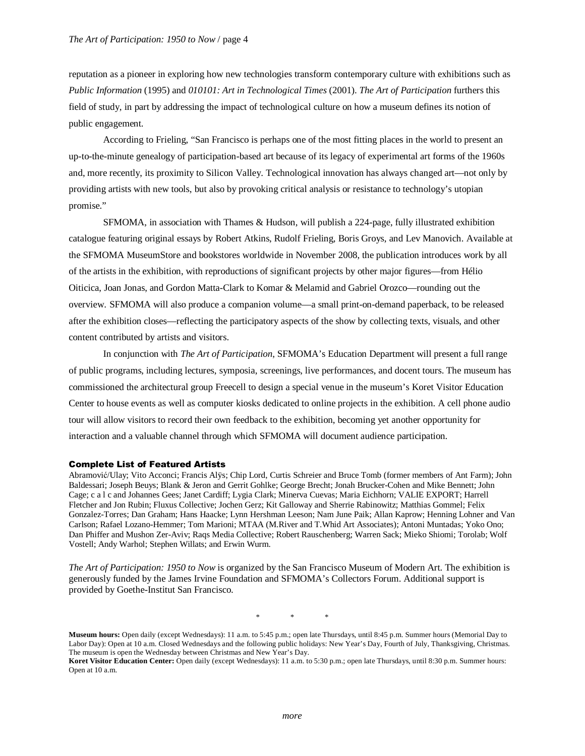reputation as a pioneer in exploring how new technologies transform contemporary culture with exhibitions such as *Public Information* (1995) and *010101: Art in Technological Times* (2001). *The Art of Participation* furthers this field of study, in part by addressing the impact of technological culture on how a museum defines its notion of public engagement.

According to Frieling, "San Francisco is perhaps one of the most fitting places in the world to present an up-to-the-minute genealogy of participation-based art because of its legacy of experimental art forms of the 1960s and, more recently, its proximity to Silicon Valley. Technological innovation has always changed art—not only by providing artists with new tools, but also by provoking critical analysis or resistance to technology's utopian promise."

SFMOMA, in association with Thames & Hudson, will publish a 224-page, fully illustrated exhibition catalogue featuring original essays by Robert Atkins, Rudolf Frieling, Boris Groys, and Lev Manovich. Available at the SFMOMA MuseumStore and bookstores worldwide in November 2008, the publication introduces work by all of the artists in the exhibition, with reproductions of significant projects by other major figures—from Hélio Oiticica, Joan Jonas, and Gordon Matta-Clark to Komar & Melamid and Gabriel Orozco—rounding out the overview. SFMOMA will also produce a companion volume—a small print-on-demand paperback, to be released after the exhibition closes—reflecting the participatory aspects of the show by collecting texts, visuals, and other content contributed by artists and visitors.

In conjunction with *The Art of Participation*, SFMOMA's Education Department will present a full range of public programs, including lectures, symposia, screenings, live performances, and docent tours. The museum has commissioned the architectural group Freecell to design a special venue in the museum's Koret Visitor Education Center to house events as well as computer kiosks dedicated to online projects in the exhibition. A cell phone audio tour will allow visitors to record their own feedback to the exhibition, becoming yet another opportunity for interaction and a valuable channel through which SFMOMA will document audience participation.

**Complete List of Featured Artists**

Abramović/Ulay; Vito Acconci; Francis Alÿs; Chip Lord, Curtis Schreier and Bruce Tomb (former members of Ant Farm); John Baldessari; Joseph Beuys; Blank & Jeron and Gerrit Gohlke; George Brecht; Jonah Brucker-Cohen and Mike Bennett; John Cage; c a l c and Johannes Gees; Janet Cardiff; Lygia Clark; Minerva Cuevas; Maria Eichhorn; VALIE EXPORT; Harrell Fletcher and Jon Rubin; Fluxus Collective; Jochen Gerz; Kit Galloway and Sherrie Rabinowitz; Matthias Gommel; Felix Gonzalez-Torres; Dan Graham; Hans Haacke; Lynn Hershman Leeson; Nam June Paik; Allan Kaprow; Henning Lohner and Van Carlson; Rafael Lozano-Hemmer; Tom Marioni; MTAA (M.River and T.Whid Art Associates); Antoni Muntadas; Yoko Ono; Dan Phiffer and Mushon Zer-Aviv; Raqs Media Collective; Robert Rauschenberg; Warren Sack; Mieko Shiomi; Torolab; Wolf Vostell; Andy Warhol; Stephen Willats; and Erwin Wurm.

*The Art of Participation: 1950 to Now* is organized by the San Francisco Museum of Modern Art. The exhibition is generously funded by the James Irvine Foundation and SFMOMA's Collectors Forum. Additional support is provided by Goethe-Institut San Francisco.

\* \* \*

**Museum hours:** Open daily (except Wednesdays): 11 a.m. to 5:45 p.m.; open late Thursdays, until 8:45 p.m. Summer hours (Memorial Day to Labor Day): Open at 10 a.m. Closed Wednesdays and the following public holidays: New Year's Day, Fourth of July, Thanksgiving, Christmas. The museum is open the Wednesday between Christmas and New Year's Day.

**Koret Visitor Education Center:** Open daily (except Wednesdays): 11 a.m. to 5:30 p.m.; open late Thursdays, until 8:30 p.m. Summer hours: Open at 10 a.m.

*more*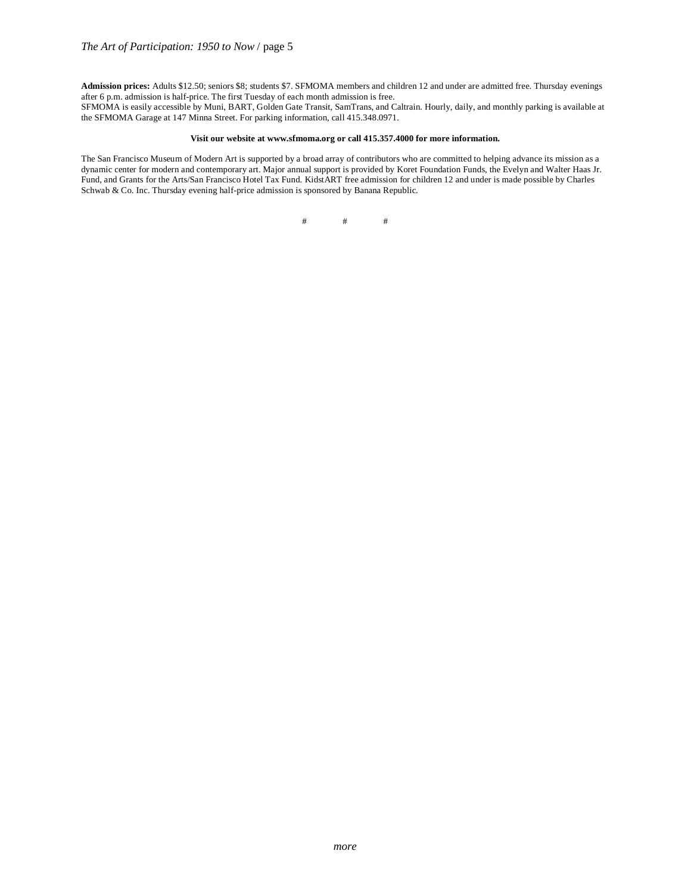**Admission prices:** Adults $12.50; seniors $8; students $7. SFMOMA members and children 12 and under are admitted free. Thursday evenings after 6 p.m. admission is half-price. The first Tuesday of each month admission is free.
SFMOMA is easily accessible by Muni, BART, Golden Gate Transit, SamTrans, and Caltrain. Hourly, daily, and monthly parking is available at the SFMOMA Garage at 147 Minna Street. For parking information, call 415.348.0971.

**Visit our website at www.sfmoma.org or call 415.357.4000 for more information.**

The San Francisco Museum of Modern Art is supported by a broad array of contributors who are committed to helping advance its mission as a dynamic center for modern and contemporary art. Major annual support is provided by Koret Foundation Funds, the Evelyn and Walter Haas Jr. Fund, and Grants for the Arts/San Francisco Hotel Tax Fund. KidstART free admission for children 12 and under is made possible by Charles Schwab & Co. Inc. Thursday evening half-price admission is sponsored by Banana Republic.

# # #

*more*